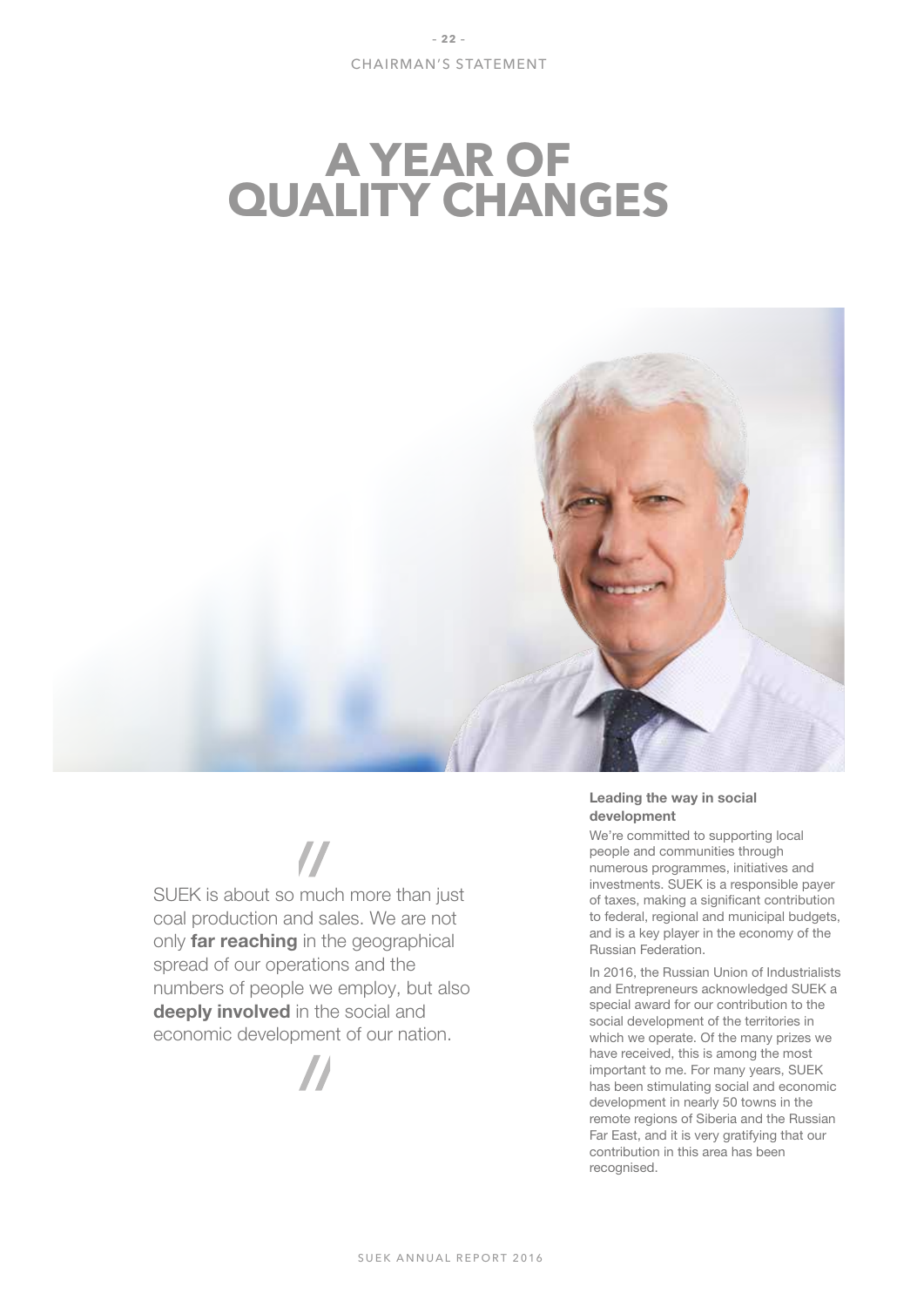# A YEAR OF QUALITY CHANGES

> SUEK is about so much more than just coal production and sales. We are not only **far reaching** in the geographical spread of our operations and the numbers of people we employ, but also **deeply involved** in the social and economic development of our nation.

**Leading the way in social development**

We're committed to supporting local people and communities through numerous programmes, initiatives and investments. SUEK is a responsible payer of taxes, making a significant contribution to federal, regional and municipal budgets, and is a key player in the economy of the Russian Federation.

In 2016, the Russian Union of Industrialists and Entrepreneurs acknowledged SUEK a special award for our contribution to the social development of the territories in which we operate. Of the many prizes we have received, this is among the most important to me. For many years, SUEK has been stimulating social and economic development in nearly 50 towns in the remote regions of Siberia and the Russian Far East, and it is very gratifying that our contribution in this area has been recognised.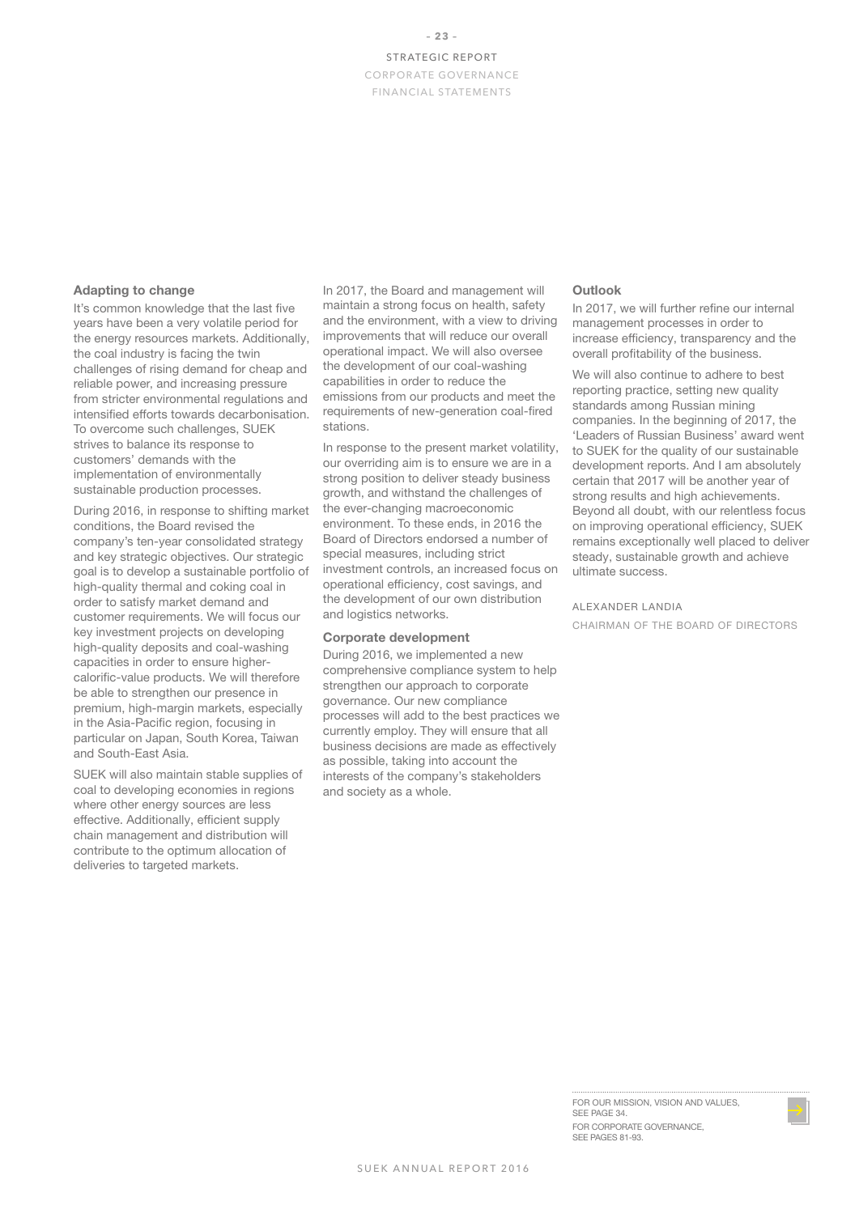### Adapting to change

It's common knowledge that the last five years have been a very volatile period for the energy resources markets. Additionally, the coal industry is facing the twin challenges of rising demand for cheap and reliable power, and increasing pressure from stricter environmental regulations and intensified efforts towards decarbonisation. To overcome such challenges, SUEK strives to balance its response to customers' demands with the implementation of environmentally sustainable production processes.

During 2016, in response to shifting market conditions, the Board revised the company's ten-year consolidated strategy and key strategic objectives. Our strategic goal is to develop a sustainable portfolio of high-quality thermal and coking coal in order to satisfy market demand and customer requirements. We will focus our key investment projects on developing high-quality deposits and coal-washing capacities in order to ensure higher-calorific-value products. We will therefore be able to strengthen our presence in premium, high-margin markets, especially in the Asia-Pacific region, focusing in particular on Japan, South Korea, Taiwan and South-East Asia.

SUEK will also maintain stable supplies of coal to developing economies in regions where other energy sources are less effective. Additionally, efficient supply chain management and distribution will contribute to the optimum allocation of deliveries to targeted markets.

In 2017, the Board and management will maintain a strong focus on health, safety and the environment, with a view to driving improvements that will reduce our overall operational impact. We will also oversee the development of our coal-washing capabilities in order to reduce the emissions from our products and meet the requirements of new-generation coal-fired stations.

In response to the present market volatility, our overriding aim is to ensure we are in a strong position to deliver steady business growth, and withstand the challenges of the ever-changing macroeconomic environment. To these ends, in 2016 the Board of Directors endorsed a number of special measures, including strict investment controls, an increased focus on operational efficiency, cost savings, and the development of our own distribution and logistics networks.

### Corporate development

During 2016, we implemented a new comprehensive compliance system to help strengthen our approach to corporate governance. Our new compliance processes will add to the best practices we currently employ. They will ensure that all business decisions are made as effectively as possible, taking into account the interests of the company's stakeholders and society as a whole.

### Outlook

In 2017, we will further refine our internal management processes in order to increase efficiency, transparency and the overall profitability of the business.

We will also continue to adhere to best reporting practice, setting new quality standards among Russian mining companies. In the beginning of 2017, the 'Leaders of Russian Business' award went to SUEK for the quality of our sustainable development reports. And I am absolutely certain that 2017 will be another year of strong results and high achievements. Beyond all doubt, with our relentless focus on improving operational efficiency, SUEK remains exceptionally well placed to deliver steady, sustainable growth and achieve ultimate success.

ALEXANDER LANDIA

CHAIRMAN OF THE BOARD OF DIRECTORS

FOR OUR MISSION, VISION AND VALUES, SEE PAGE 34.

FOR CORPORATE GOVERNANCE, SEE PAGES 81-93.